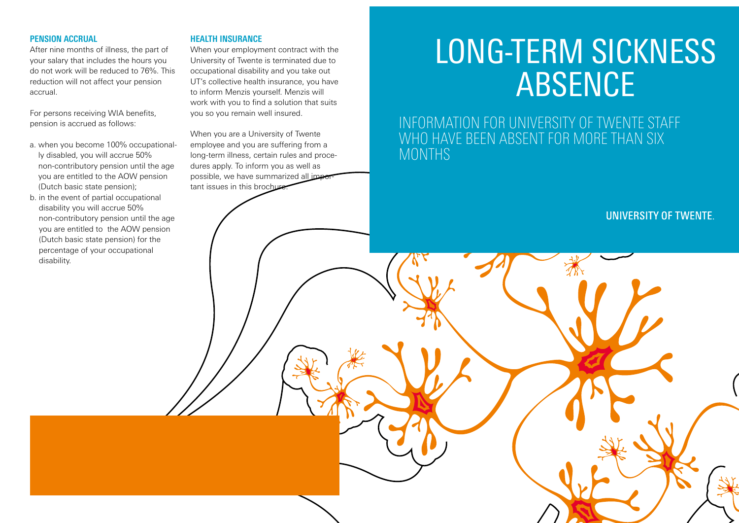# LONG-TERM SICKNESS ABSENCE

## INFORMATION FOR UNIVERSITY OF TWENTE STAFF WHO HAVE BEEN ABSENT FOR MORE THAN SIX MONTHS

UNIVERSITY OF TWENTE.

When you are a University of Twente employee and you are suffering from a long-term illness, certain rules and procedures apply. To inform you as well as possible, we have summarized all important issues in this brochure.

### PENSION ACCRUAL

After nine months of illness, the part of your salary that includes the hours you do not work will be reduced to 76%. This reduction will not affect your pension accrual.

For persons receiving WIA benefits, pension is accrued as follows:

a. when you become 100% occupationally disabled, you will accrue 50% non-contributory pension until the age you are entitled to the AOW pension (Dutch basic state pension);
b. in the event of partial occupational disability you will accrue 50% non-contributory pension until the age you are entitled to the AOW pension (Dutch basic state pension) for the percentage of your occupational disability.

### HEALTH INSURANCE

When your employment contract with the University of Twente is terminated due to occupational disability and you take out UT's collective health insurance, you have to inform Menzis yourself. Menzis will work with you to find a solution that suits you so you remain well insured.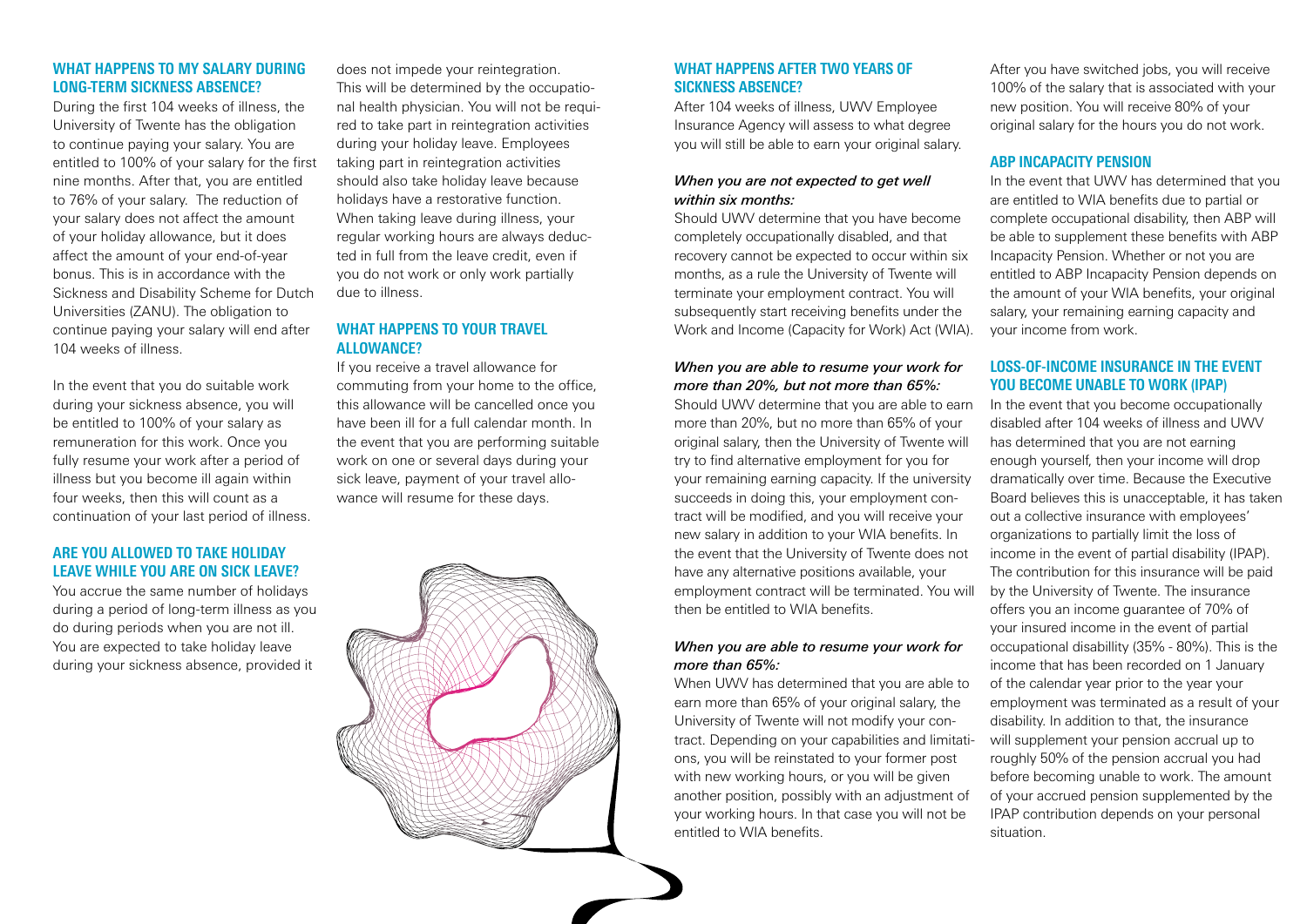## WHAT HAPPENS TO MY SALARY DURING LONG-TERM SICKNESS ABSENCE?

During the first 104 weeks of illness, the University of Twente has the obligation to continue paying your salary. You are entitled to 100% of your salary for the first nine months. After that, you are entitled to 76% of your salary. The reduction of your salary does not affect the amount of your holiday allowance, but it does affect the amount of your end-of-year bonus. This is in accordance with the Sickness and Disability Scheme for Dutch Universities (ZANU). The obligation to continue paying your salary will end after 104 weeks of illness.

In the event that you do suitable work during your sickness absence, you will be entitled to 100% of your salary as remuneration for this work. Once you fully resume your work after a period of illness but you become ill again within four weeks, then this will count as a continuation of your last period of illness.

## ARE YOU ALLOWED TO TAKE HOLIDAY LEAVE WHILE YOU ARE ON SICK LEAVE?

You accrue the same number of holidays during a period of long-term illness as you do during periods when you are not ill. You are expected to take holiday leave during your sickness absence, provided it does not impede your reintegration. This will be determined by the occupational health physician. You will not be required to take part in reintegration activities during your holiday leave. Employees taking part in reintegration activities should also take holiday leave because holidays have a restorative function. When taking leave during illness, your regular working hours are always deducted in full from the leave credit, even if you do not work or only work partially due to illness.

## WHAT HAPPENS TO YOUR TRAVEL ALLOWANCE?

If you receive a travel allowance for commuting from your home to the office, this allowance will be cancelled once you have been ill for a full calendar month. In the event that you are performing suitable work on one or several days during your sick leave, payment of your travel allowance will resume for these days.

## WHAT HAPPENS AFTER TWO YEARS OF SICKNESS ABSENCE?

After 104 weeks of illness, UWV Employee Insurance Agency will assess to what degree you will still be able to earn your original salary.

### *When you are not expected to get well within six months:*

Should UWV determine that you have become completely occupationally disabled, and that recovery cannot be expected to occur within six months, as a rule the University of Twente will terminate your employment contract. You will subsequently start receiving benefits under the Work and Income (Capacity for Work) Act (WIA).

### *When you are able to resume your work for more than 20%, but not more than 65%:*

Should UWV determine that you are able to earn more than 20%, but no more than 65% of your original salary, then the University of Twente will try to find alternative employment for you for your remaining earning capacity. If the university succeeds in doing this, your employment contract will be modified, and you will receive your new salary in addition to your WIA benefits. In the event that the University of Twente does not have any alternative positions available, your employment contract will be terminated. You will then be entitled to WIA benefits.

### *When you are able to resume your work for more than 65%:*

When UWV has determined that you are able to earn more than 65% of your original salary, the University of Twente will not modify your contract. Depending on your capabilities and limitations, you will be reinstated to your former post with new working hours, or you will be given another position, possibly with an adjustment of your working hours. In that case you will not be entitled to WIA benefits.

After you have switched jobs, you will receive 100% of the salary that is associated with your new position. You will receive 80% of your original salary for the hours you do not work.

## ABP INCAPACITY PENSION

In the event that UWV has determined that you are entitled to WIA benefits due to partial or complete occupational disability, then ABP will be able to supplement these benefits with ABP Incapacity Pension. Whether or not you are entitled to ABP Incapacity Pension depends on the amount of your WIA benefits, your original salary, your remaining earning capacity and your income from work.

## LOSS-OF-INCOME INSURANCE IN THE EVENT YOU BECOME UNABLE TO WORK (IPAP)

In the event that you become occupationally disabled after 104 weeks of illness and UWV has determined that you are not earning enough yourself, then your income will drop dramatically over time. Because the Executive Board believes this is unacceptable, it has taken out a collective insurance with employees' organizations to partially limit the loss of income in the event of partial disability (IPAP). The contribution for this insurance will be paid by the University of Twente. The insurance offers you an income guarantee of 70% of your insured income in the event of partial occupational disabillity (35% - 80%). This is the income that has been recorded on 1 January of the calendar year prior to the year your employment was terminated as a result of your disability. In addition to that, the insurance will supplement your pension accrual up to roughly 50% of the pension accrual you had before becoming unable to work. The amount of your accrued pension supplemented by the IPAP contribution depends on your personal situation.